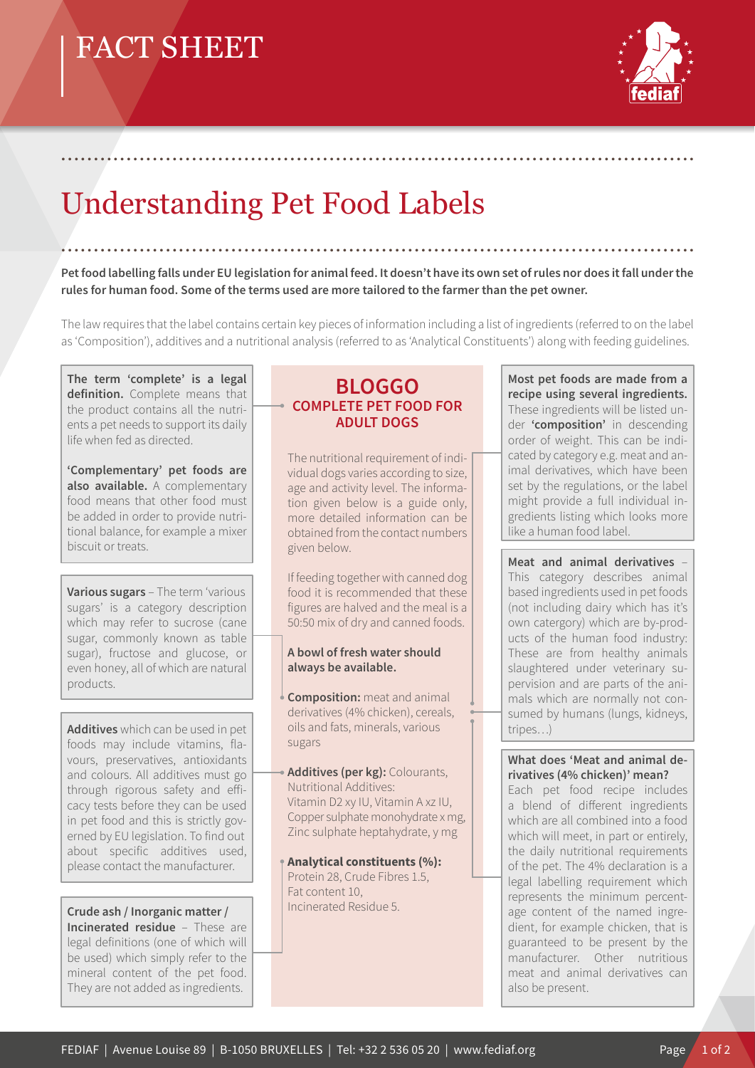# FACT SHEET

## Understanding Pet Food Labels

**Pet food labelling falls under EU legislation for animal feed. It doesn't have its own set of rules nor does it fall under the rules for human food. Some of the terms used are more tailored to the farmer than the pet owner.**

The law requires that the label contains certain key pieces of information including a list of ingredients (referred to on the label as 'Composition'), additives and a nutritional analysis (referred to as 'Analytical Constituents') along with feeding guidelines.

**The term 'complete' is a legal definition.** Complete means that the product contains all the nutrients a pet needs to support its daily life when fed as directed.

**'Complementary' pet foods are also available.** A complementary food means that other food must be added in order to provide nutritional balance, for example a mixer biscuit or treats.

**Various sugars** – The term 'various sugars' is a category description which may refer to sucrose (cane sugar, commonly known as table sugar), fructose and glucose, or even honey, all of which are natural products.

**Additives** which can be used in pet foods may include vitamins, flavours, preservatives, antioxidants and colours. All additives must go through rigorous safety and efficacy tests before they can be used in pet food and this is strictly governed by EU legislation. To find out about specific additives used, please contact the manufacturer.

**Crude ash / Inorganic matter / Incinerated residue** – These are legal definitions (one of which will be used) which simply refer to the mineral content of the pet food. They are not added as ingredients.

### BLOGGO
### COMPLETE PET FOOD FOR ADULT DOGS

The nutritional requirement of individual dogs varies according to size, age and activity level. The information given below is a guide only, more detailed information can be obtained from the contact numbers given below.

If feeding together with canned dog food it is recommended that these figures are halved and the meal is a 50:50 mix of dry and canned foods.

**A bowl of fresh water should always be available.**

**Composition:** meat and animal derivatives (4% chicken), cereals, oils and fats, minerals, various sugars

**Additives (per kg):** Colourants, Nutritional Additives:
Vitamin D2 xy IU, Vitamin A xz IU,
Copper sulphate monohydrate x mg,
Zinc sulphate heptahydrate, y mg

**Analytical constituents (%):**
Protein 28, Crude Fibres 1.5,
Fat content 10,
Incinerated Residue 5.

**Most pet foods are made from a recipe using several ingredients.** These ingredients will be listed under **'composition'** in descending order of weight. This can be indicated by category e.g. meat and animal derivatives, which have been set by the regulations, or the label might provide a full individual ingredients listing which looks more like a human food label.

**Meat and animal derivatives** – This category describes animal based ingredients used in pet foods (not including dairy which has it's own catergory) which are by-products of the human food industry: These are from healthy animals slaughtered under veterinary supervision and are parts of the animals which are normally not consumed by humans (lungs, kidneys, tripes…)

**What does 'Meat and animal derivatives (4% chicken)' mean?**
Each pet food recipe includes a blend of different ingredients which are all combined into a food which will meet, in part or entirely, the daily nutritional requirements of the pet. The 4% declaration is a legal labelling requirement which represents the minimum percentage content of the named ingredient, for example chicken, that is guaranteed to be present by the manufacturer. Other nutritious meat and animal derivatives can also be present.

FEDIAF | Avenue Louise 89 | B-1050 BRUXELLES | Tel: +32 2 536 05 20 | www.fediaf.org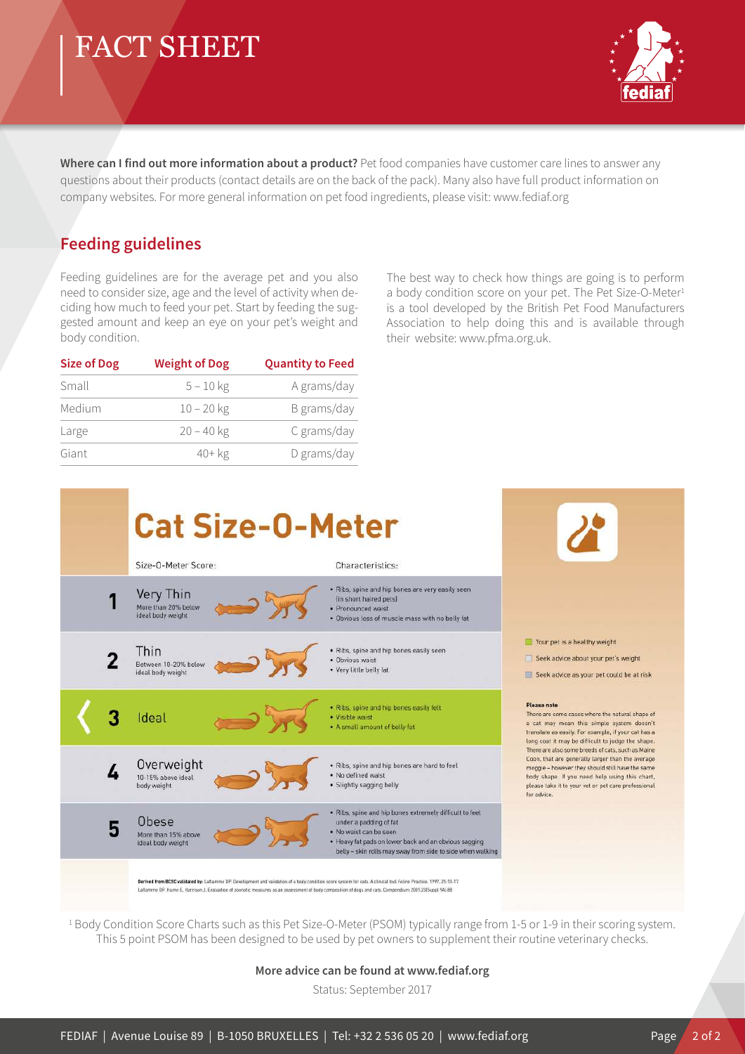# FACT SHEET

**Where can I find out more information about a product?** Pet food companies have customer care lines to answer any questions about their products (contact details are on the back of the pack). Many also have full product information on company websites. For more general information on pet food ingredients, please visit: www.fediaf.org

## Feeding guidelines

Feeding guidelines are for the average pet and you also need to consider size, age and the level of activity when deciding how much to feed your pet. Start by feeding the suggested amount and keep an eye on your pet's weight and body condition.

| Size of Dog | Weight of Dog | Quantity to Feed |
|---|---|---|
| Small | 5 – 10 kg | A grams/day |
| Medium | 10 – 20 kg | B grams/day |
| Large | 20 – 40 kg | C grams/day |
| Giant | 40+ kg | D grams/day |

The best way to check how things are going is to perform a body condition score on your pet. The Pet Size-O-Meter[1] is a tool developed by the British Pet Food Manufacturers Association to help doing this and is available through their website: www.pfma.org.uk.

## Cat Size-O-Meter

| Size-O-Meter Score: | | Characteristics: |
|---|---|---|
| 1 | Very Thin<br>More than 20% below ideal body weight | • Ribs, spine and hip bones are very easily seen (in short haired pets)<br>• Pronounced waist<br>• Obvious loss of muscle mass with no belly fat |
| 2 | Thin<br>Between 10-20% below ideal body weight | • Ribs, spine and hip bones easily seen<br>• Obvious waist<br>• Very little belly fat |
| 3 | Ideal | • Ribs, spine and hip bones easily felt<br>• Visible waist<br>• A small amount of belly fat |
| 4 | Overweight<br>10-15% above ideal body weight | • Ribs, spine and hip bones are hard to feel<br>• No defined waist<br>• Slightly sagging belly |
| 5 | Obese<br>More than 15% above ideal body weight | • Ribs, spine and hip bones extremely difficult to feel under a padding of fat<br>• No waist can be seen<br>• Heavy fat pads on lower back and an obvious sagging belly – skin rolls may sway from side to side when walking |

- Your pet is a healthy weight
- Seek advice about your pet's weight
- Seek advice as your pet could be at risk

**Please note**

There are some cases where the natural shape of a cat may mean this simple system doesn't translate as easily. For example, if your cat has a long coat it may be difficult to judge the shape. There are also some breeds of cats, such as Maine Coon, that are generally larger than the average moggie – however they should still have the same body shape. If you need help using this chart, please take it to your vet or pet care professional for advice.

**Derived from BCSC validated by:** Laflamme DP. Development and validation of a body condition score system for cats. A clinical tool. Feline Practice. 1997; 25:13-17
Laflamme DP, Hume E, Harrison J. Evaluation of zoometric measures as an assessment of body composition of dogs and cats. Compendium 2001;23(Suppl 9A):88

[1] Body Condition Score Charts such as this Pet Size-O-Meter (PSOM) typically range from 1-5 or 1-9 in their scoring system. This 5 point PSOM has been designed to be used by pet owners to supplement their routine veterinary checks.

**More advice can be found at www.fediaf.org**

Status: September 2017

FEDIAF | Avenue Louise 89 | B-1050 BRUXELLES | Tel: +32 2 536 05 20 | www.fediaf.org